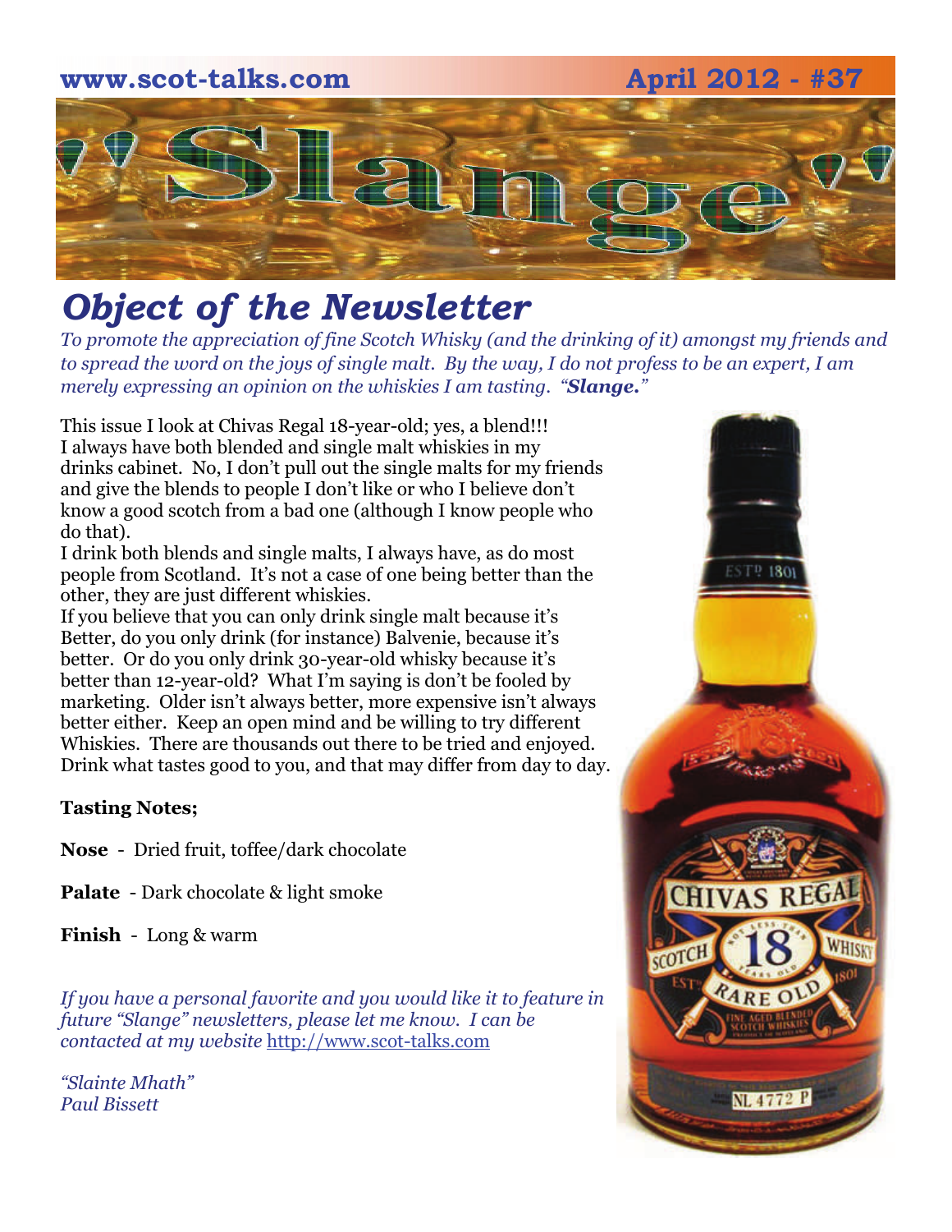www.scot-talks.com

April 2012 - #37

# "Slange"

## *Object of the Newsletter*

*To promote the appreciation of fine Scotch Whisky (and the drinking of it) amongst my friends and to spread the word on the joys of single malt. By the way, I do not profess to be an expert, I am merely expressing an opinion on the whiskies I am tasting. "**Slange.**"*

This issue I look at Chivas Regal 18-year-old; yes, a blend!!! I always have both blended and single malt whiskies in my drinks cabinet. No, I don't pull out the single malts for my friends and give the blends to people I don't like or who I believe don't know a good scotch from a bad one (although I know people who do that).

I drink both blends and single malts, I always have, as do most people from Scotland. It's not a case of one being better than the other, they are just different whiskies.

If you believe that you can only drink single malt because it's Better, do you only drink (for instance) Balvenie, because it's better. Or do you only drink 30-year-old whisky because it's better than 12-year-old? What I'm saying is don't be fooled by marketing. Older isn't always better, more expensive isn't always better either. Keep an open mind and be willing to try different Whiskies. There are thousands out there to be tried and enjoyed. Drink what tastes good to you, and that may differ from day to day.

**Tasting Notes;**

**Nose** - Dried fruit, toffee/dark chocolate

**Palate** - Dark chocolate & light smoke

**Finish** - Long & warm

*If you have a personal favorite and you would like it to feature in future "Slange" newsletters, please let me know. I can be contacted at my website* http://www.scot-talks.com

*"Slainte Mhath"*
*Paul Bissett*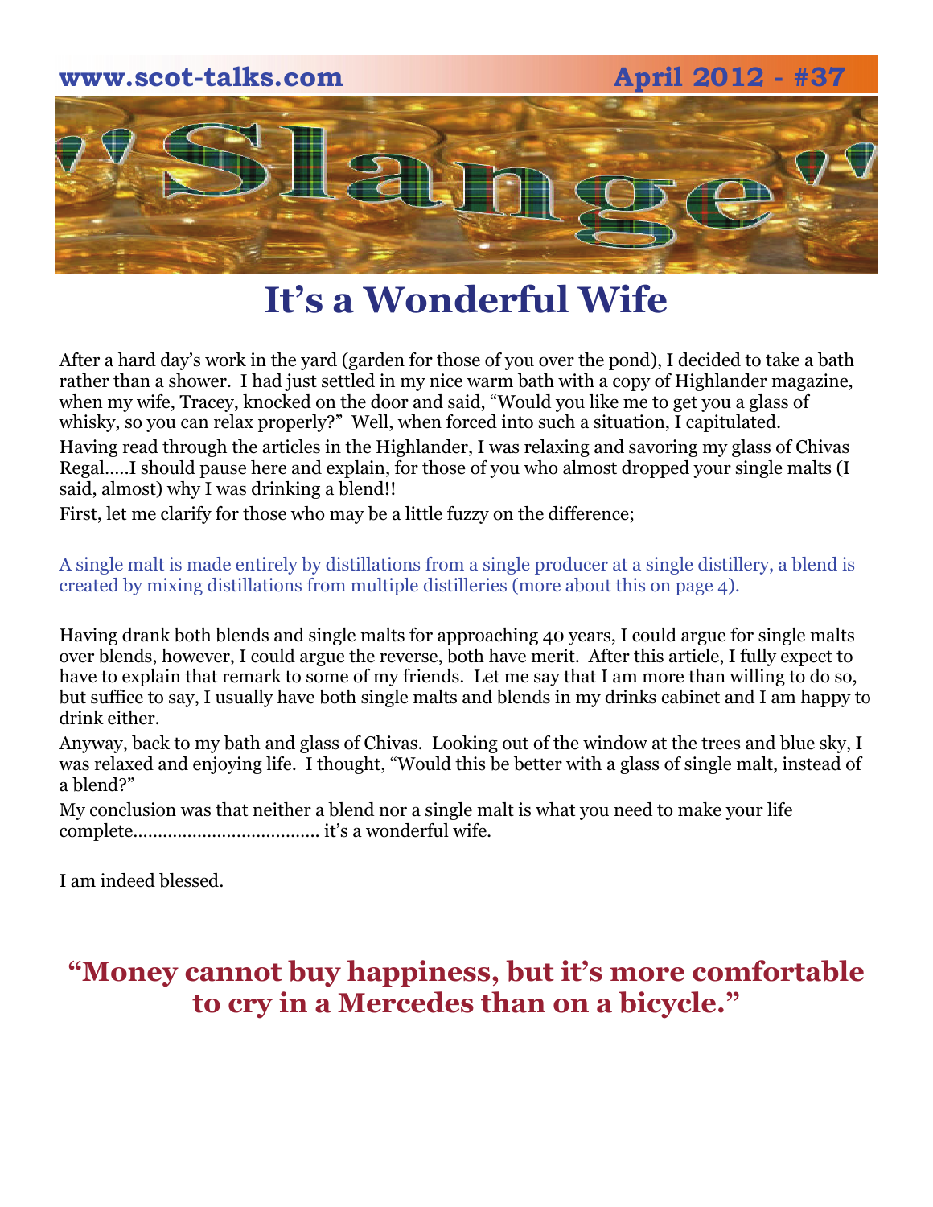# It's a Wonderful Wife

After a hard day's work in the yard (garden for those of you over the pond), I decided to take a bath rather than a shower. I had just settled in my nice warm bath with a copy of Highlander magazine, when my wife, Tracey, knocked on the door and said, "Would you like me to get you a glass of whisky, so you can relax properly?" Well, when forced into such a situation, I capitulated.

Having read through the articles in the Highlander, I was relaxing and savoring my glass of Chivas Regal.....I should pause here and explain, for those of you who almost dropped your single malts (I said, almost) why I was drinking a blend!!

First, let me clarify for those who may be a little fuzzy on the difference;

A single malt is made entirely by distillations from a single producer at a single distillery, a blend is created by mixing distillations from multiple distilleries (more about this on page 4).

Having drank both blends and single malts for approaching 40 years, I could argue for single malts over blends, however, I could argue the reverse, both have merit. After this article, I fully expect to have to explain that remark to some of my friends. Let me say that I am more than willing to do so, but suffice to say, I usually have both single malts and blends in my drinks cabinet and I am happy to drink either.

Anyway, back to my bath and glass of Chivas. Looking out of the window at the trees and blue sky, I was relaxed and enjoying life. I thought, "Would this be better with a glass of single malt, instead of a blend?"

My conclusion was that neither a blend nor a single malt is what you need to make your life complete..................................... it's a wonderful wife.

I am indeed blessed.

**"Money cannot buy happiness, but it's more comfortable to cry in a Mercedes than on a bicycle."**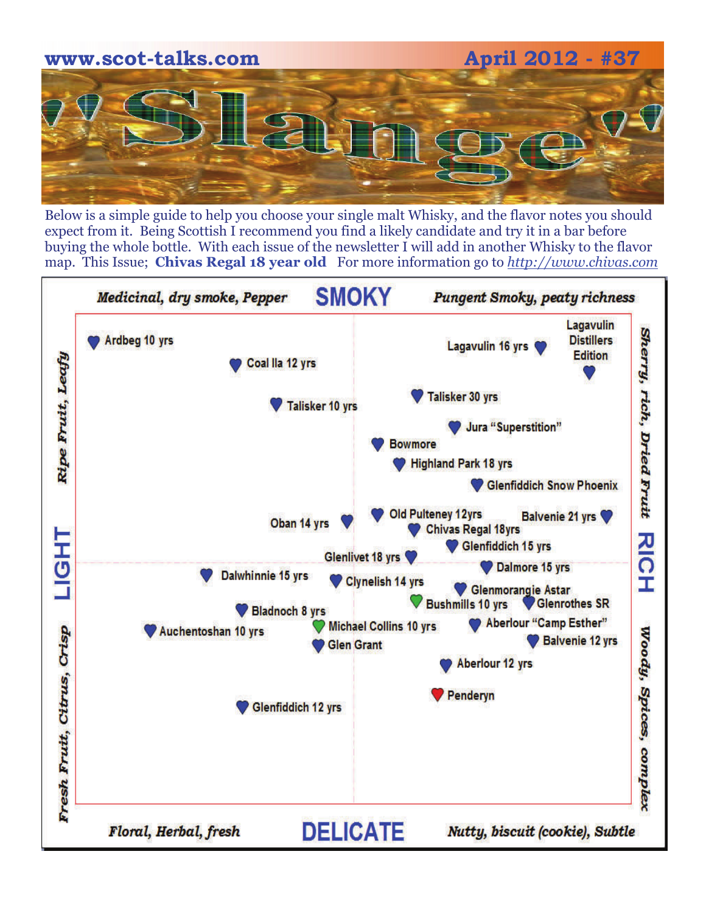www.scot-talks.com April 2012 - #37

# "Slange"

Below is a simple guide to help you choose your single malt Whisky, and the flavor notes you should expect from it. Being Scottish I recommend you find a likely candidate and try it in a bar before buying the whole bottle. With each issue of the newsletter I will add in another Whisky to the flavor map. This Issue; **Chivas Regal 18 year old** For more information go to http://www.chivas.com

## SMOKY

*Medicinal, dry smoke, Pepper* — *Pungent Smoky, peaty richness*

## LIGHT

*Ripe Fruit, Leafy* — *Fresh Fruit, Citrus, Crisp*

## RICH

*Sherry, rich, Dried Fruit* — *Woody, Spices, complex*

## DELICATE

*Floral, Herbal, fresh* — *Nutty, biscuit (cookie), Subtle*

- Ardbeg 10 yrs
- Coal Ila 12 yrs
- Lagavulin 16 yrs
- Lagavulin Distillers Edition
- Talisker 10 yrs
- Talisker 30 yrs
- Jura "Superstition"
- Bowmore
- Highland Park 18 yrs
- Glenfiddich Snow Phoenix
- Oban 14 yrs
- Old Pulteney 12yrs
- Balvenie 21 yrs
- Chivas Regal 18yrs
- Glenfiddich 15 yrs
- Glenlivet 18 yrs
- Dalwhinnie 15 yrs
- Clynelish 14 yrs
- Dalmore 15 yrs
- Glenmorangie Astar
- Bushmills 10 yrs
- Glenrothes SR
- Bladnoch 8 yrs
- Auchentoshan 10 yrs
- Michael Collins 10 yrs
- Aberlour "Camp Esther"
- Glen Grant
- Balvenie 12 yrs
- Aberlour 12 yrs
- Penderyn
- Glenfiddich 12 yrs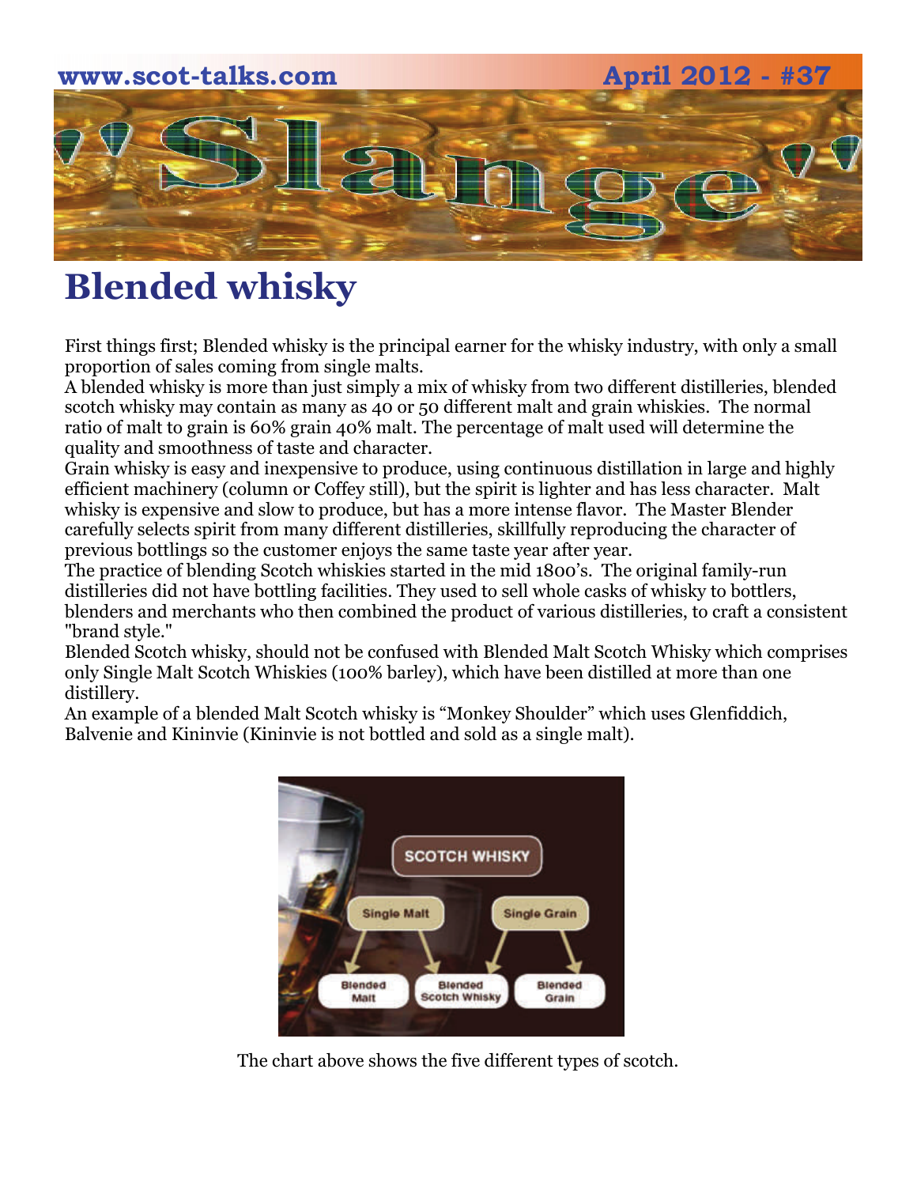# Blended whisky

First things first; Blended whisky is the principal earner for the whisky industry, with only a small proportion of sales coming from single malts.

A blended whisky is more than just simply a mix of whisky from two different distilleries, blended scotch whisky may contain as many as 40 or 50 different malt and grain whiskies. The normal ratio of malt to grain is 60% grain 40% malt. The percentage of malt used will determine the quality and smoothness of taste and character.

Grain whisky is easy and inexpensive to produce, using continuous distillation in large and highly efficient machinery (column or Coffey still), but the spirit is lighter and has less character. Malt whisky is expensive and slow to produce, but has a more intense flavor. The Master Blender carefully selects spirit from many different distilleries, skillfully reproducing the character of previous bottlings so the customer enjoys the same taste year after year.

The practice of blending Scotch whiskies started in the mid 1800's. The original family-run distilleries did not have bottling facilities. They used to sell whole casks of whisky to bottlers, blenders and merchants who then combined the product of various distilleries, to craft a consistent "brand style."

Blended Scotch whisky, should not be confused with Blended Malt Scotch Whisky which comprises only Single Malt Scotch Whiskies (100% barley), which have been distilled at more than one distillery.

An example of a blended Malt Scotch whisky is "Monkey Shoulder" which uses Glenfiddich, Balvenie and Kininvie (Kininvie is not bottled and sold as a single malt).

SCOTCH WHISKY

Single Malt

Single Grain

Blended Malt

Blended Scotch Whisky

Blended Grain

The chart above shows the five different types of scotch.